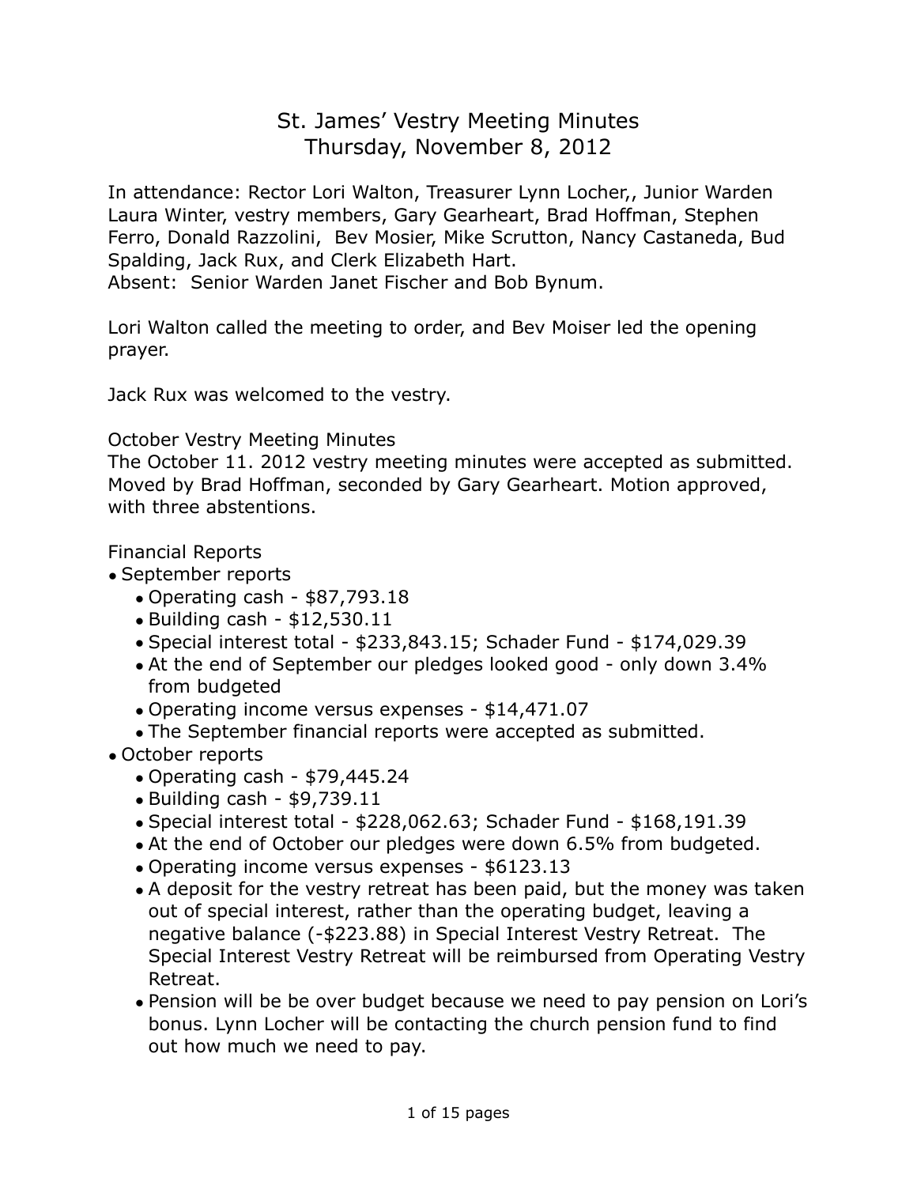# St. James' Vestry Meeting Minutes
## Thursday, November 8, 2012

In attendance: Rector Lori Walton, Treasurer Lynn Locher,, Junior Warden Laura Winter, vestry members, Gary Gearheart, Brad Hoffman, Stephen Ferro, Donald Razzolini, Bev Mosier, Mike Scrutton, Nancy Castaneda, Bud Spalding, Jack Rux, and Clerk Elizabeth Hart.
Absent: Senior Warden Janet Fischer and Bob Bynum.

Lori Walton called the meeting to order, and Bev Moiser led the opening prayer.

Jack Rux was welcomed to the vestry.

October Vestry Meeting Minutes
The October 11. 2012 vestry meeting minutes were accepted as submitted. Moved by Brad Hoffman, seconded by Gary Gearheart. Motion approved, with three abstentions.

Financial Reports

- September reports
  - Operating cash - $87,793.18
  - Building cash - $12,530.11
  - Special interest total - $233,843.15; Schader Fund - $174,029.39
  - At the end of September our pledges looked good - only down 3.4% from budgeted
  - Operating income versus expenses - $14,471.07
  - The September financial reports were accepted as submitted.
- October reports
  - Operating cash - $79,445.24
  - Building cash - $9,739.11
  - Special interest total - $228,062.63; Schader Fund - $168,191.39
  - At the end of October our pledges were down 6.5% from budgeted.
  - Operating income versus expenses - $6123.13
  - A deposit for the vestry retreat has been paid, but the money was taken out of special interest, rather than the operating budget, leaving a negative balance (-$223.88) in Special Interest Vestry Retreat. The Special Interest Vestry Retreat will be reimbursed from Operating Vestry Retreat.
  - Pension will be be over budget because we need to pay pension on Lori's bonus. Lynn Locher will be contacting the church pension fund to find out how much we need to pay.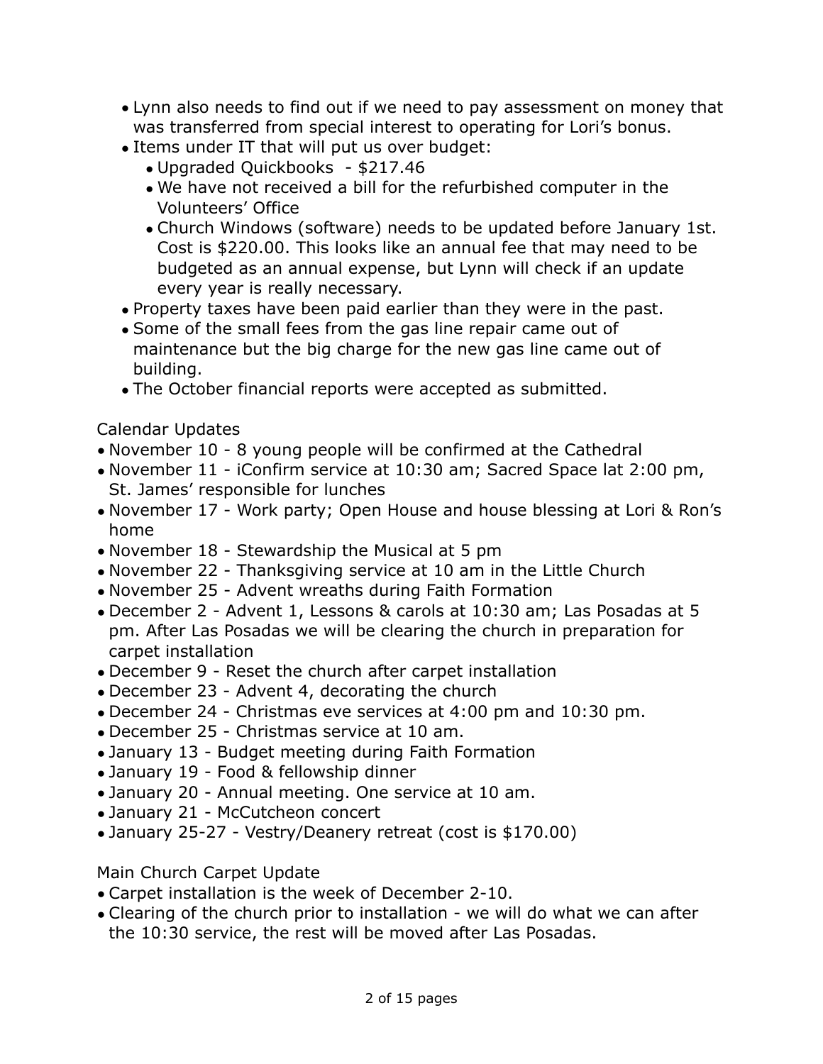- Lynn also needs to find out if we need to pay assessment on money that was transferred from special interest to operating for Lori's bonus.
- Items under IT that will put us over budget:
  - Upgraded Quickbooks - $217.46
  - We have not received a bill for the refurbished computer in the Volunteers' Office
  - Church Windows (software) needs to be updated before January 1st. Cost is $220.00. This looks like an annual fee that may need to be budgeted as an annual expense, but Lynn will check if an update every year is really necessary.
- Property taxes have been paid earlier than they were in the past.
- Some of the small fees from the gas line repair came out of maintenance but the big charge for the new gas line came out of building.
- The October financial reports were accepted as submitted.

Calendar Updates

- November 10 - 8 young people will be confirmed at the Cathedral
- November 11 - iConfirm service at 10:30 am; Sacred Space lat 2:00 pm, St. James' responsible for lunches
- November 17 - Work party; Open House and house blessing at Lori & Ron's home
- November 18 - Stewardship the Musical at 5 pm
- November 22 - Thanksgiving service at 10 am in the Little Church
- November 25 - Advent wreaths during Faith Formation
- December 2 - Advent 1, Lessons & carols at 10:30 am; Las Posadas at 5 pm. After Las Posadas we will be clearing the church in preparation for carpet installation
- December 9 - Reset the church after carpet installation
- December 23 - Advent 4, decorating the church
- December 24 - Christmas eve services at 4:00 pm and 10:30 pm.
- December 25 - Christmas service at 10 am.
- January 13 - Budget meeting during Faith Formation
- January 19 - Food & fellowship dinner
- January 20 - Annual meeting. One service at 10 am.
- January 21 - McCutcheon concert
- January 25-27 - Vestry/Deanery retreat (cost is $170.00)

Main Church Carpet Update

- Carpet installation is the week of December 2-10.
- Clearing of the church prior to installation - we will do what we can after the 10:30 service, the rest will be moved after Las Posadas.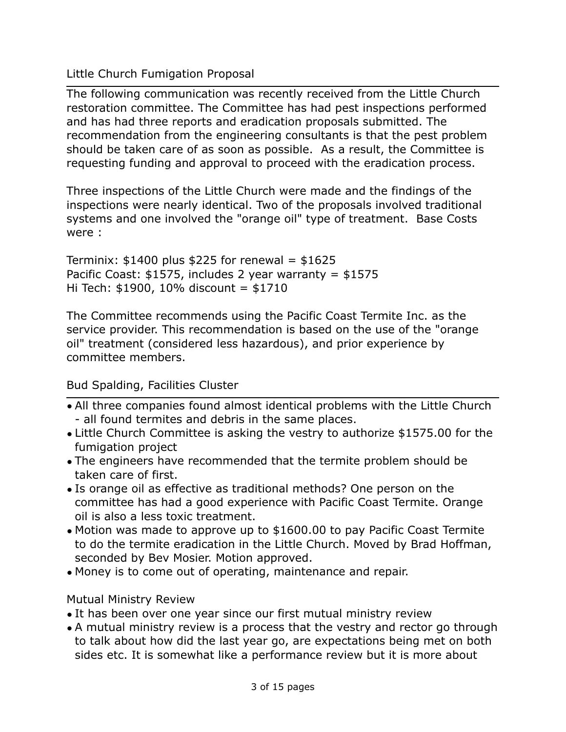## Little Church Fumigation Proposal

The following communication was recently received from the Little Church restoration committee. The Committee has had pest inspections performed and has had three reports and eradication proposals submitted. The recommendation from the engineering consultants is that the pest problem should be taken care of as soon as possible. As a result, the Committee is requesting funding and approval to proceed with the eradication process.

Three inspections of the Little Church were made and the findings of the inspections were nearly identical. Two of the proposals involved traditional systems and one involved the "orange oil" type of treatment. Base Costs were :

Terminix: $1400 plus $225 for renewal = $1625
Pacific Coast: $1575, includes 2 year warranty = $1575
Hi Tech: $1900, 10% discount = $1710

The Committee recommends using the Pacific Coast Termite Inc. as the service provider. This recommendation is based on the use of the "orange oil" treatment (considered less hazardous), and prior experience by committee members.

## Bud Spalding, Facilities Cluster

- All three companies found almost identical problems with the Little Church - all found termites and debris in the same places.
- Little Church Committee is asking the vestry to authorize $1575.00 for the fumigation project
- The engineers have recommended that the termite problem should be taken care of first.
- Is orange oil as effective as traditional methods? One person on the committee has had a good experience with Pacific Coast Termite. Orange oil is also a less toxic treatment.
- Motion was made to approve up to $1600.00 to pay Pacific Coast Termite to do the termite eradication in the Little Church. Moved by Brad Hoffman, seconded by Bev Mosier. Motion approved.
- Money is to come out of operating, maintenance and repair.

## Mutual Ministry Review

- It has been over one year since our first mutual ministry review
- A mutual ministry review is a process that the vestry and rector go through to talk about how did the last year go, are expectations being met on both sides etc. It is somewhat like a performance review but it is more about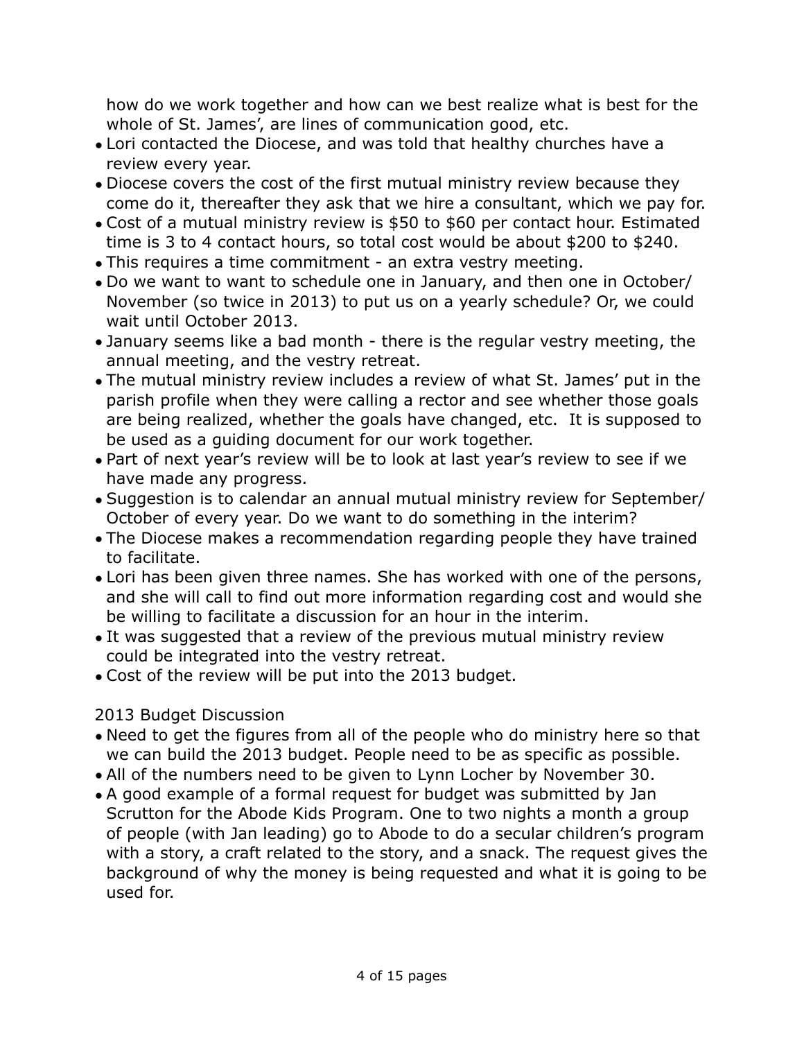how do we work together and how can we best realize what is best for the whole of St. James', are lines of communication good, etc.

- Lori contacted the Diocese, and was told that healthy churches have a review every year.
- Diocese covers the cost of the first mutual ministry review because they come do it, thereafter they ask that we hire a consultant, which we pay for.
- Cost of a mutual ministry review is $50 to $60 per contact hour. Estimated time is 3 to 4 contact hours, so total cost would be about $200 to $240.
- This requires a time commitment - an extra vestry meeting.
- Do we want to want to schedule one in January, and then one in October/ November (so twice in 2013) to put us on a yearly schedule? Or, we could wait until October 2013.
- January seems like a bad month - there is the regular vestry meeting, the annual meeting, and the vestry retreat.
- The mutual ministry review includes a review of what St. James' put in the parish profile when they were calling a rector and see whether those goals are being realized, whether the goals have changed, etc. It is supposed to be used as a guiding document for our work together.
- Part of next year's review will be to look at last year's review to see if we have made any progress.
- Suggestion is to calendar an annual mutual ministry review for September/ October of every year. Do we want to do something in the interim?
- The Diocese makes a recommendation regarding people they have trained to facilitate.
- Lori has been given three names. She has worked with one of the persons, and she will call to find out more information regarding cost and would she be willing to facilitate a discussion for an hour in the interim.
- It was suggested that a review of the previous mutual ministry review could be integrated into the vestry retreat.
- Cost of the review will be put into the 2013 budget.

2013 Budget Discussion

- Need to get the figures from all of the people who do ministry here so that we can build the 2013 budget. People need to be as specific as possible.
- All of the numbers need to be given to Lynn Locher by November 30.
- A good example of a formal request for budget was submitted by Jan Scrutton for the Abode Kids Program. One to two nights a month a group of people (with Jan leading) go to Abode to do a secular children's program with a story, a craft related to the story, and a snack. The request gives the background of why the money is being requested and what it is going to be used for.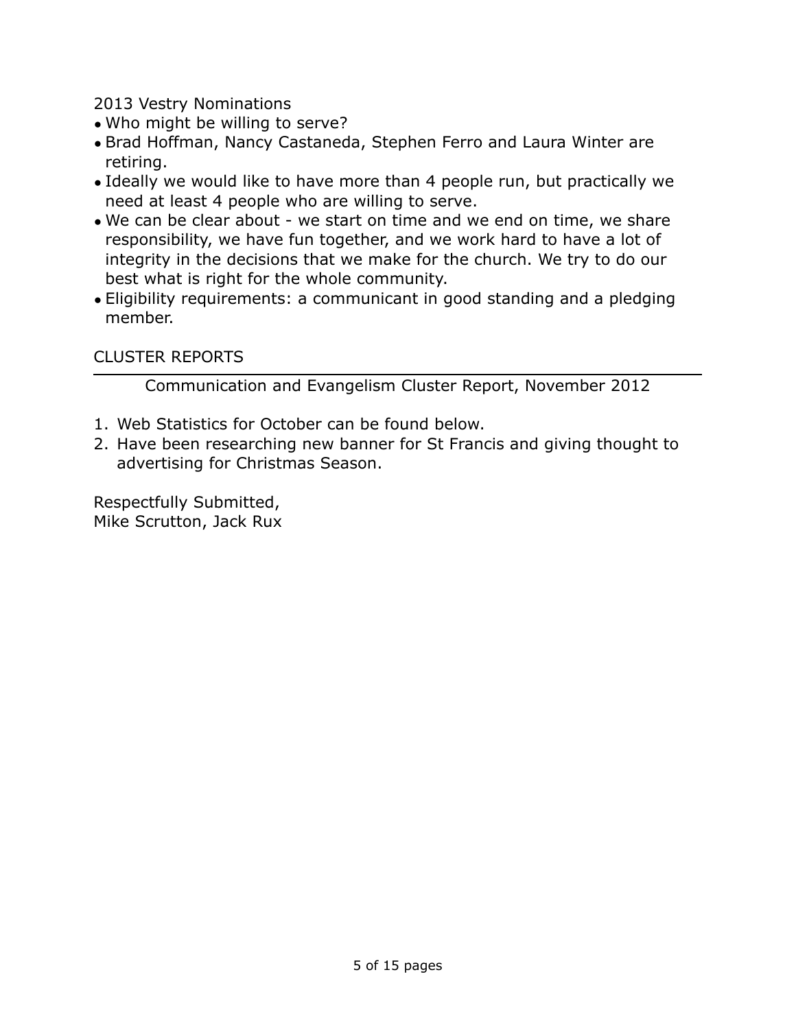2013 Vestry Nominations

- Who might be willing to serve?
- Brad Hoffman, Nancy Castaneda, Stephen Ferro and Laura Winter are retiring.
- Ideally we would like to have more than 4 people run, but practically we need at least 4 people who are willing to serve.
- We can be clear about - we start on time and we end on time, we share responsibility, we have fun together, and we work hard to have a lot of integrity in the decisions that we make for the church. We try to do our best what is right for the whole community.
- Eligibility requirements: a communicant in good standing and a pledging member.

CLUSTER REPORTS

---

Communication and Evangelism Cluster Report, November 2012

1. Web Statistics for October can be found below.
2. Have been researching new banner for St Francis and giving thought to advertising for Christmas Season.

Respectfully Submitted,
Mike Scrutton, Jack Rux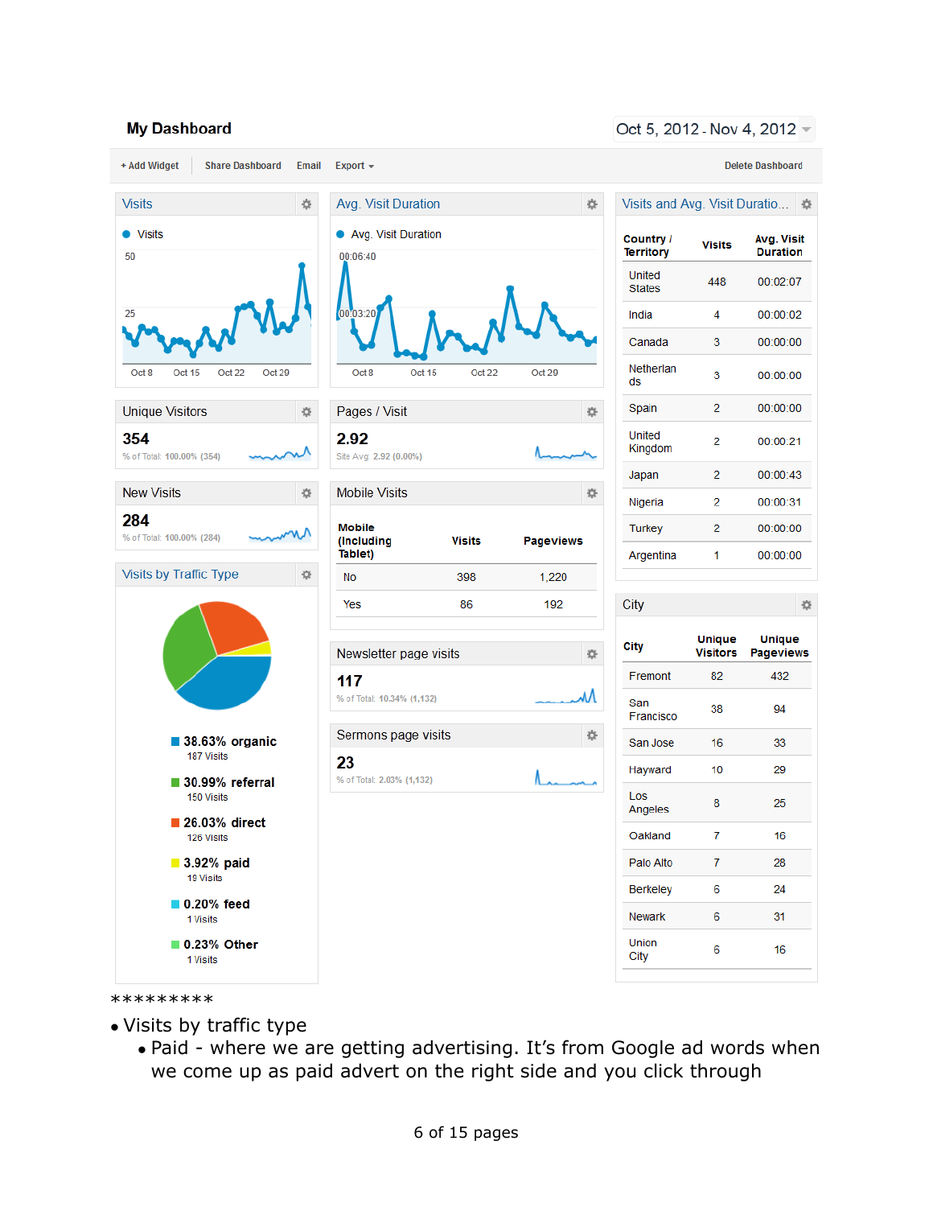# My Dashboard

Oct 5, 2012 - Nov 4, 2012

+ Add Widget | Share Dashboard | Email | Export | Delete Dashboard

## Visits

Visits

50

25

Oct 8 | Oct 15 | Oct 22 | Oct 29

## Avg. Visit Duration

Avg. Visit Duration

00:06:40

00:03:20

Oct 8 | Oct 15 | Oct 22 | Oct 29

## Visits and Avg. Visit Duratio...

| Country / Territory | Visits | Avg. Visit Duration |
|---|---|---|
| United States | 448 | 00:02:07 |
| India | 4 | 00:00:02 |
| Canada | 3 | 00:00:00 |
| Netherlands | 3 | 00:00:00 |
| Spain | 2 | 00:00:00 |
| United Kingdom | 2 | 00:00:21 |
| Japan | 2 | 00:00:43 |
| Nigeria | 2 | 00:00:31 |
| Turkey | 2 | 00:00:00 |
| Argentina | 1 | 00:00:00 |

## Unique Visitors

**354**

% of Total: 100.00% (354)

## Pages / Visit

**2.92**

Site Avg: 2.92 (0.00%)

## New Visits

**284**

% of Total: 100.00% (284)

## Mobile Visits

| Mobile (Including Tablet) | Visits | Pageviews |
|---|---|---|
| No | 398 | 1,220 |
| Yes | 86 | 192 |

## City

| City | Unique Visitors | Unique Pageviews |
|---|---|---|
| Fremont | 82 | 432 |
| San Francisco | 38 | 94 |
| San Jose | 16 | 33 |
| Hayward | 10 | 29 |
| Los Angeles | 8 | 25 |
| Oakland | 7 | 16 |
| Palo Alto | 7 | 28 |
| Berkeley | 6 | 24 |
| Newark | 6 | 31 |
| Union City | 6 | 16 |

## Visits by Traffic Type

- **38.63% organic** — 187 Visits
- **30.99% referral** — 150 Visits
- **26.03% direct** — 126 Visits
- **3.92% paid** — 19 Visits
- **0.20% feed** — 1 Visits
- **0.23% Other** — 1 Visits

## Newsletter page visits

**117**

% of Total: 10.34% (1,132)

## Sermons page visits

**23**

% of Total: 2.03% (1,132)

*********

- Visits by traffic type
  - Paid - where we are getting advertising. It's from Google ad words when we come up as paid advert on the right side and you click through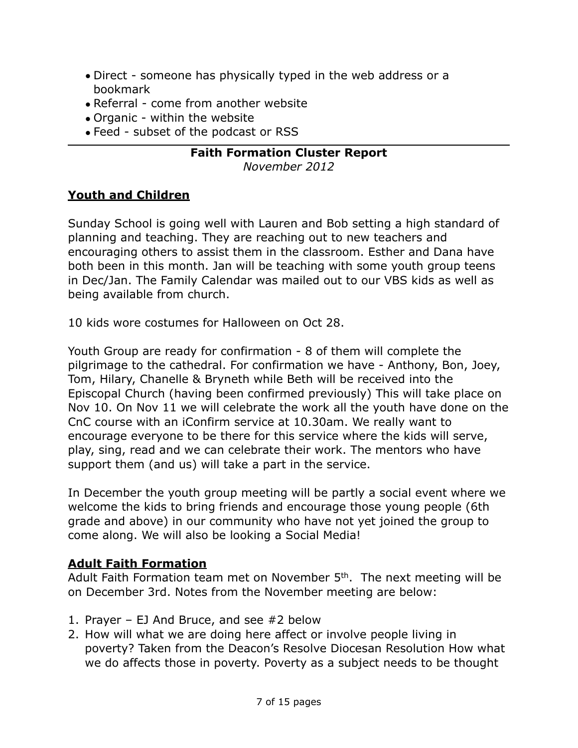- Direct - someone has physically typed in the web address or a bookmark
- Referral - come from another website
- Organic - within the website
- Feed - subset of the podcast or RSS

---

**Faith Formation Cluster Report**

*November 2012*

## Youth and Children

Sunday School is going well with Lauren and Bob setting a high standard of planning and teaching. They are reaching out to new teachers and encouraging others to assist them in the classroom. Esther and Dana have both been in this month. Jan will be teaching with some youth group teens in Dec/Jan. The Family Calendar was mailed out to our VBS kids as well as being available from church.

10 kids wore costumes for Halloween on Oct 28.

Youth Group are ready for confirmation - 8 of them will complete the pilgrimage to the cathedral. For confirmation we have - Anthony, Bon, Joey, Tom, Hilary, Chanelle & Bryneth while Beth will be received into the Episcopal Church (having been confirmed previously) This will take place on Nov 10. On Nov 11 we will celebrate the work all the youth have done on the CnC course with an iConfirm service at 10.30am. We really want to encourage everyone to be there for this service where the kids will serve, play, sing, read and we can celebrate their work. The mentors who have support them (and us) will take a part in the service.

In December the youth group meeting will be partly a social event where we welcome the kids to bring friends and encourage those young people (6th grade and above) in our community who have not yet joined the group to come along. We will also be looking a Social Media!

## Adult Faith Formation

Adult Faith Formation team met on November 5th. The next meeting will be on December 3rd. Notes from the November meeting are below:

1. Prayer – EJ And Bruce, and see #2 below
2. How will what we are doing here affect or involve people living in poverty? Taken from the Deacon's Resolve Diocesan Resolution How what we do affects those in poverty. Poverty as a subject needs to be thought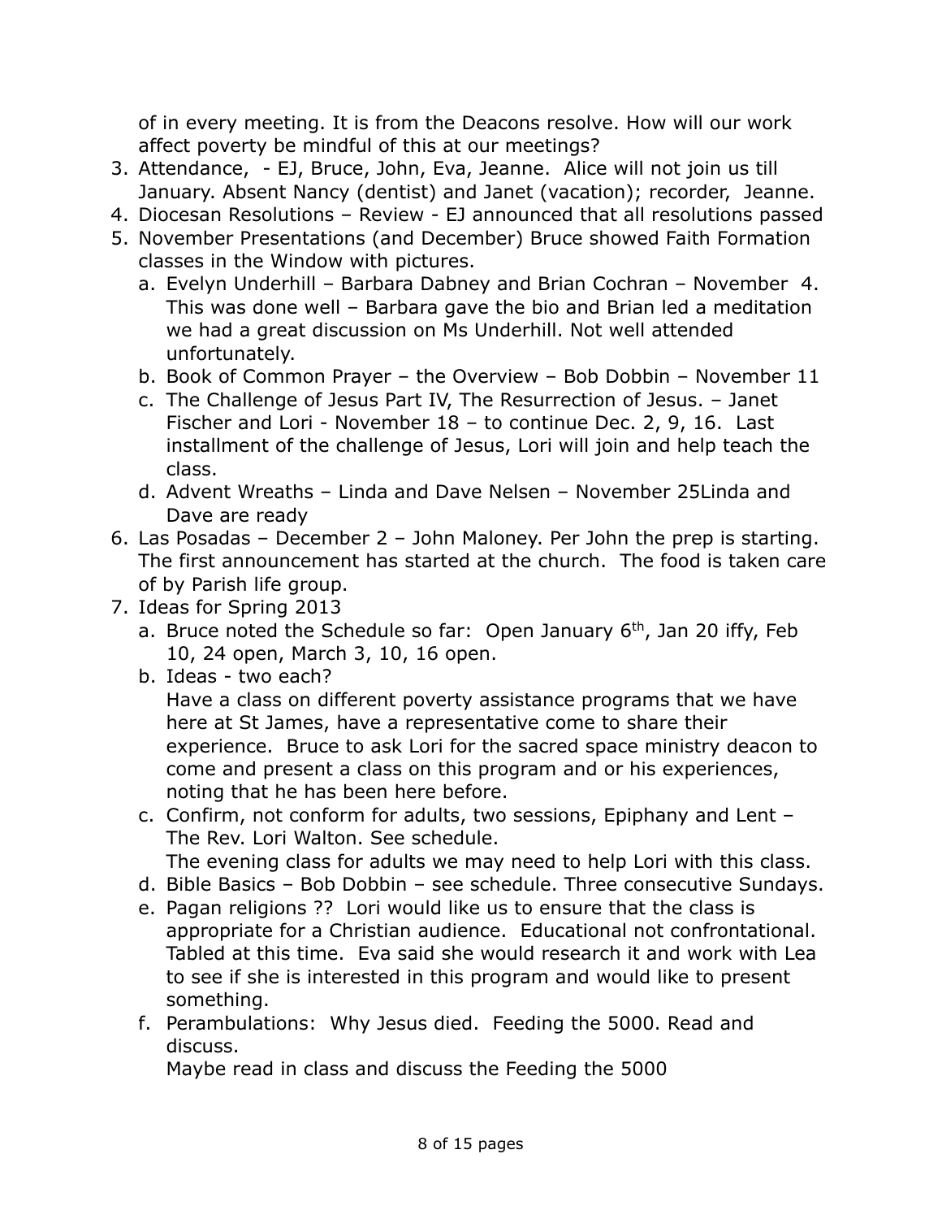of in every meeting. It is from the Deacons resolve. How will our work affect poverty be mindful of this at our meetings?

3. Attendance,  - EJ, Bruce, John, Eva, Jeanne.  Alice will not join us till January. Absent Nancy (dentist) and Janet (vacation); recorder,  Jeanne.
4. Diocesan Resolutions – Review - EJ announced that all resolutions passed
5. November Presentations (and December) Bruce showed Faith Formation classes in the Window with pictures.
   a. Evelyn Underhill – Barbara Dabney and Brian Cochran – November  4. This was done well – Barbara gave the bio and Brian led a meditation we had a great discussion on Ms Underhill. Not well attended unfortunately.
   b. Book of Common Prayer – the Overview – Bob Dobbin – November 11
   c. The Challenge of Jesus Part IV, The Resurrection of Jesus. – Janet Fischer and Lori - November 18 – to continue Dec. 2, 9, 16.  Last installment of the challenge of Jesus, Lori will join and help teach the class.
   d. Advent Wreaths – Linda and Dave Nelsen – November 25Linda and Dave are ready
6. Las Posadas – December 2 – John Maloney. Per John the prep is starting. The first announcement has started at the church.  The food is taken care of by Parish life group.
7. Ideas for Spring 2013
   a. Bruce noted the Schedule so far:  Open January 6th, Jan 20 iffy, Feb 10, 24 open, March 3, 10, 16 open.
   b. Ideas - two each?
      Have a class on different poverty assistance programs that we have here at St James, have a representative come to share their experience.  Bruce to ask Lori for the sacred space ministry deacon to come and present a class on this program and or his experiences, noting that he has been here before.
   c. Confirm, not conform for adults, two sessions, Epiphany and Lent – The Rev. Lori Walton. See schedule.
      The evening class for adults we may need to help Lori with this class.
   d. Bible Basics – Bob Dobbin – see schedule. Three consecutive Sundays.
   e. Pagan religions ??  Lori would like us to ensure that the class is appropriate for a Christian audience.  Educational not confrontational. Tabled at this time.  Eva said she would research it and work with Lea to see if she is interested in this program and would like to present something.
   f. Perambulations:  Why Jesus died.  Feeding the 5000. Read and discuss.
      Maybe read in class and discuss the Feeding the 5000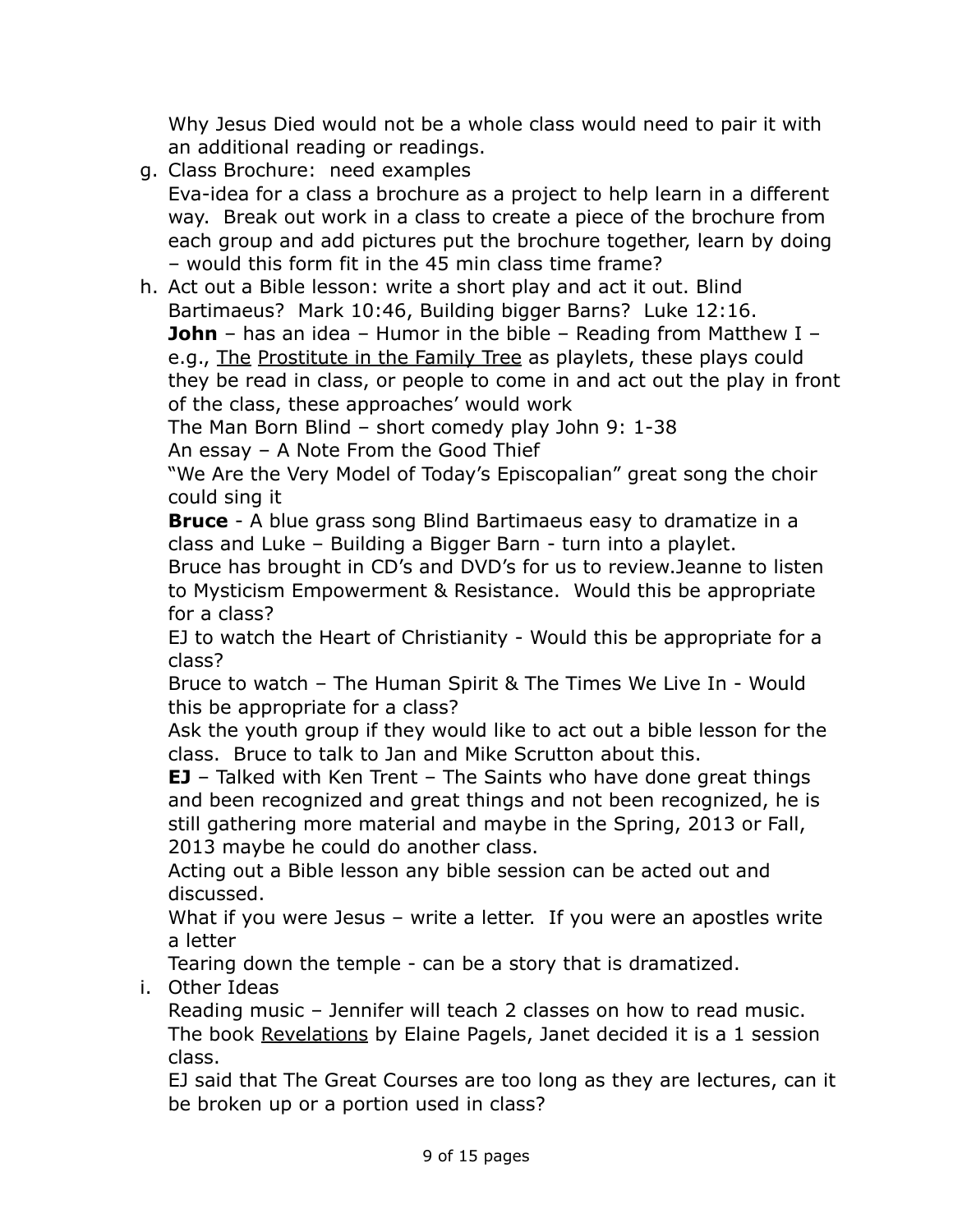Why Jesus Died would not be a whole class would need to pair it with an additional reading or readings.

g. Class Brochure: need examples
Eva-idea for a class a brochure as a project to help learn in a different way. Break out work in a class to create a piece of the brochure from each group and add pictures put the brochure together, learn by doing – would this form fit in the 45 min class time frame?

h. Act out a Bible lesson: write a short play and act it out. Blind Bartimaeus? Mark 10:46, Building bigger Barns? Luke 12:16.
**John** – has an idea – Humor in the bible – Reading from Matthew I – e.g., The Prostitute in the Family Tree as playlets, these plays could they be read in class, or people to come in and act out the play in front of the class, these approaches' would work
The Man Born Blind – short comedy play John 9: 1-38
An essay – A Note From the Good Thief
"We Are the Very Model of Today's Episcopalian" great song the choir could sing it
**Bruce** - A blue grass song Blind Bartimaeus easy to dramatize in a class and Luke – Building a Bigger Barn - turn into a playlet.
Bruce has brought in CD's and DVD's for us to review.Jeanne to listen to Mysticism Empowerment & Resistance. Would this be appropriate for a class?
EJ to watch the Heart of Christianity - Would this be appropriate for a class?
Bruce to watch – The Human Spirit & The Times We Live In - Would this be appropriate for a class?
Ask the youth group if they would like to act out a bible lesson for the class. Bruce to talk to Jan and Mike Scrutton about this.
**EJ** – Talked with Ken Trent – The Saints who have done great things and been recognized and great things and not been recognized, he is still gathering more material and maybe in the Spring, 2013 or Fall, 2013 maybe he could do another class.
Acting out a Bible lesson any bible session can be acted out and discussed.
What if you were Jesus – write a letter. If you were an apostles write a letter
Tearing down the temple - can be a story that is dramatized.

i. Other Ideas
Reading music – Jennifer will teach 2 classes on how to read music.
The book Revelations by Elaine Pagels, Janet decided it is a 1 session class.
EJ said that The Great Courses are too long as they are lectures, can it be broken up or a portion used in class?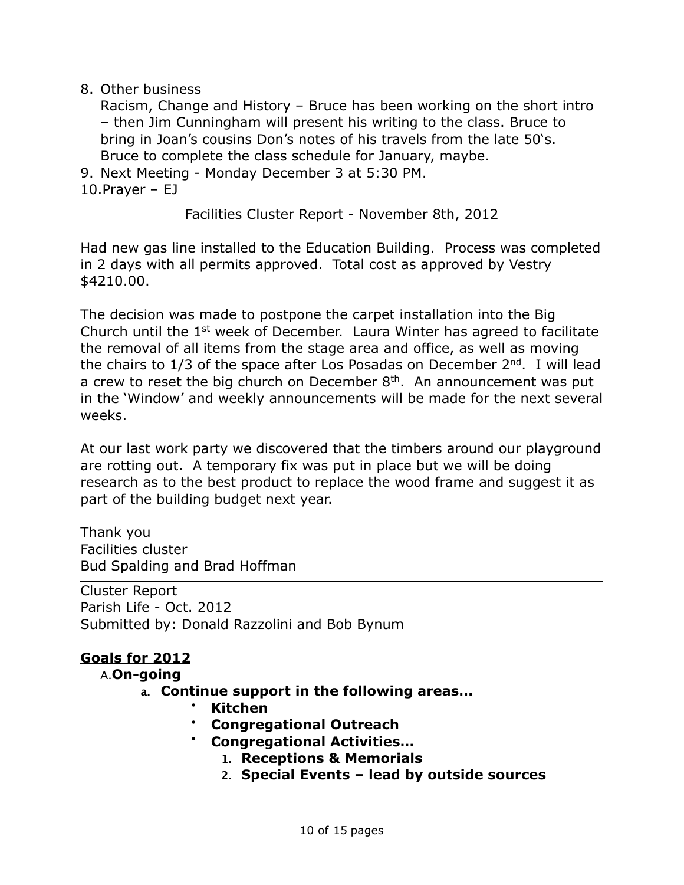8. Other business
   Racism, Change and History – Bruce has been working on the short intro – then Jim Cunningham will present his writing to the class. Bruce to bring in Joan's cousins Don's notes of his travels from the late 50's. Bruce to complete the class schedule for January, maybe.
9. Next Meeting - Monday December 3 at 5:30 PM.
10. Prayer – EJ

---

Facilities Cluster Report - November 8th, 2012

Had new gas line installed to the Education Building. Process was completed in 2 days with all permits approved. Total cost as approved by Vestry $4210.00.

The decision was made to postpone the carpet installation into the Big Church until the 1st week of December. Laura Winter has agreed to facilitate the removal of all items from the stage area and office, as well as moving the chairs to 1/3 of the space after Los Posadas on December 2nd. I will lead a crew to reset the big church on December 8th. An announcement was put in the 'Window' and weekly announcements will be made for the next several weeks.

At our last work party we discovered that the timbers around our playground are rotting out. A temporary fix was put in place but we will be doing research as to the best product to replace the wood frame and suggest it as part of the building budget next year.

Thank you
Facilities cluster
Bud Spalding and Brad Hoffman

---

Cluster Report
Parish Life - Oct. 2012
Submitted by: Donald Razzolini and Bob Bynum

**Goals for 2012**

A. **On-going**
   a. **Continue support in the following areas…**
      - **Kitchen**
      - **Congregational Outreach**
      - **Congregational Activities…**
        1. **Receptions & Memorials**
        2. **Special Events – lead by outside sources**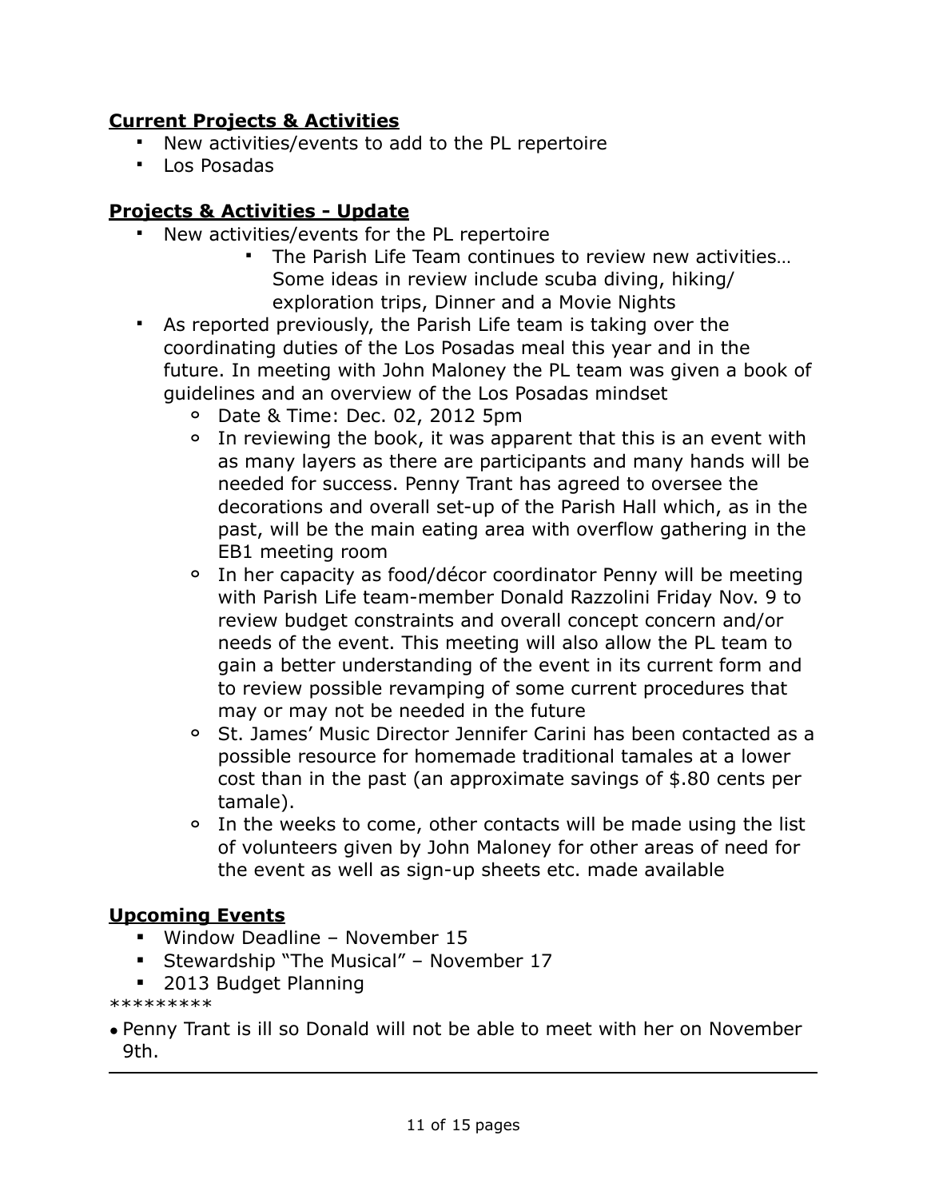**Current Projects & Activities**

- New activities/events to add to the PL repertoire
- Los Posadas

**Projects & Activities - Update**

- New activities/events for the PL repertoire
  - The Parish Life Team continues to review new activities… Some ideas in review include scuba diving, hiking/ exploration trips, Dinner and a Movie Nights
- As reported previously, the Parish Life team is taking over the coordinating duties of the Los Posadas meal this year and in the future. In meeting with John Maloney the PL team was given a book of guidelines and an overview of the Los Posadas mindset
  - Date & Time: Dec. 02, 2012 5pm
  - In reviewing the book, it was apparent that this is an event with as many layers as there are participants and many hands will be needed for success. Penny Trant has agreed to oversee the decorations and overall set-up of the Parish Hall which, as in the past, will be the main eating area with overflow gathering in the EB1 meeting room
  - In her capacity as food/décor coordinator Penny will be meeting with Parish Life team-member Donald Razzolini Friday Nov. 9 to review budget constraints and overall concept concern and/or needs of the event. This meeting will also allow the PL team to gain a better understanding of the event in its current form and to review possible revamping of some current procedures that may or may not be needed in the future
  - St. James' Music Director Jennifer Carini has been contacted as a possible resource for homemade traditional tamales at a lower cost than in the past (an approximate savings of $.80 cents per tamale).
  - In the weeks to come, other contacts will be made using the list of volunteers given by John Maloney for other areas of need for the event as well as sign-up sheets etc. made available

**Upcoming Events**

- Window Deadline – November 15
- Stewardship "The Musical" – November 17
- 2013 Budget Planning

*********

- Penny Trant is ill so Donald will not be able to meet with her on November 9th.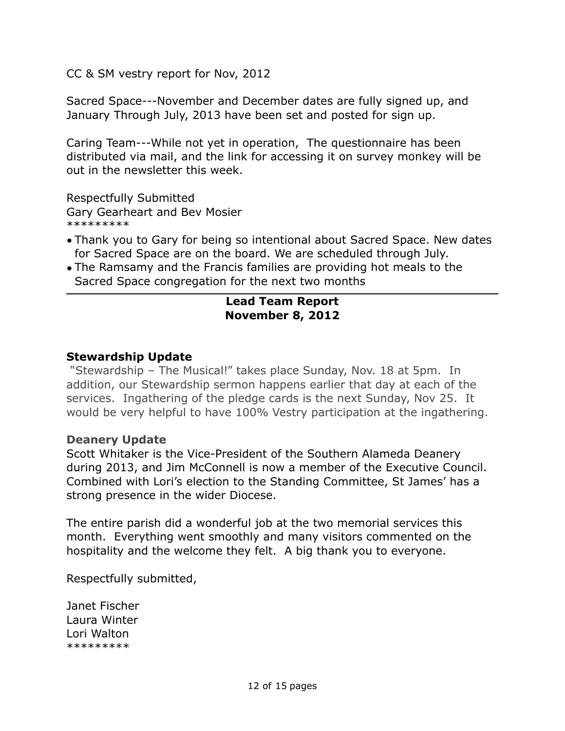CC & SM vestry report for Nov, 2012

Sacred Space---November and December dates are fully signed up, and January Through July, 2013 have been set and posted for sign up.

Caring Team---While not yet in operation,  The questionnaire has been distributed via mail, and the link for accessing it on survey monkey will be out in the newsletter this week.

Respectfully Submitted
Gary Gearheart and Bev Mosier
*********

- Thank you to Gary for being so intentional about Sacred Space. New dates for Sacred Space are on the board. We are scheduled through July.
- The Ramsamy and the Francis families are providing hot meals to the Sacred Space congregation for the next two months

---

## Lead Team Report
## November 8, 2012

### Stewardship Update

"Stewardship – The Musical!" takes place Sunday, Nov. 18 at 5pm.  In addition, our Stewardship sermon happens earlier that day at each of the services.  Ingathering of the pledge cards is the next Sunday, Nov 25.  It would be very helpful to have 100% Vestry participation at the ingathering.

### Deanery Update

Scott Whitaker is the Vice-President of the Southern Alameda Deanery during 2013, and Jim McConnell is now a member of the Executive Council. Combined with Lori's election to the Standing Committee, St James' has a strong presence in the wider Diocese.

The entire parish did a wonderful job at the two memorial services this month.  Everything went smoothly and many visitors commented on the hospitality and the welcome they felt.  A big thank you to everyone.

Respectfully submitted,

Janet Fischer
Laura Winter
Lori Walton
*********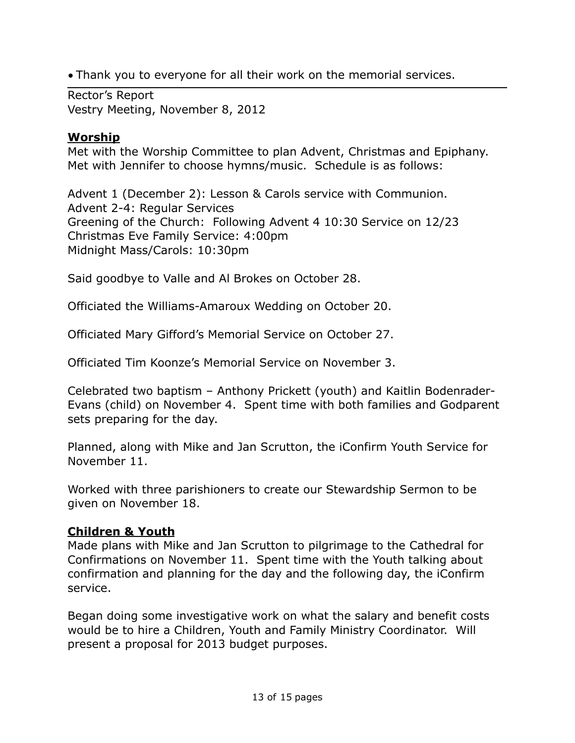- Thank you to everyone for all their work on the memorial services.

---

Rector's Report
Vestry Meeting, November 8, 2012

**Worship**
Met with the Worship Committee to plan Advent, Christmas and Epiphany. Met with Jennifer to choose hymns/music. Schedule is as follows:

Advent 1 (December 2): Lesson & Carols service with Communion.
Advent 2-4: Regular Services
Greening of the Church: Following Advent 4 10:30 Service on 12/23
Christmas Eve Family Service: 4:00pm
Midnight Mass/Carols: 10:30pm

Said goodbye to Valle and Al Brokes on October 28.

Officiated the Williams-Amaroux Wedding on October 20.

Officiated Mary Gifford's Memorial Service on October 27.

Officiated Tim Koonze's Memorial Service on November 3.

Celebrated two baptism – Anthony Prickett (youth) and Kaitlin Bodenrader-Evans (child) on November 4. Spent time with both families and Godparent sets preparing for the day.

Planned, along with Mike and Jan Scrutton, the iConfirm Youth Service for November 11.

Worked with three parishioners to create our Stewardship Sermon to be given on November 18.

**Children & Youth**
Made plans with Mike and Jan Scrutton to pilgrimage to the Cathedral for Confirmations on November 11. Spent time with the Youth talking about confirmation and planning for the day and the following day, the iConfirm service.

Began doing some investigative work on what the salary and benefit costs would be to hire a Children, Youth and Family Ministry Coordinator. Will present a proposal for 2013 budget purposes.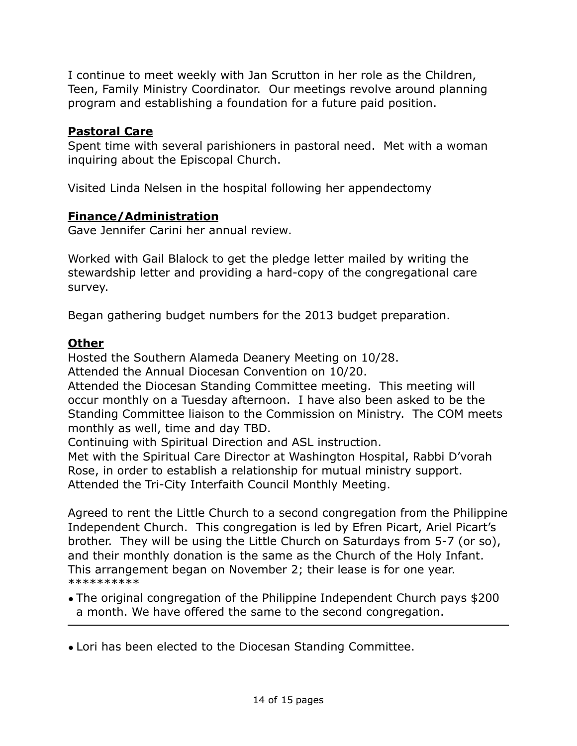I continue to meet weekly with Jan Scrutton in her role as the Children, Teen, Family Ministry Coordinator.  Our meetings revolve around planning program and establishing a foundation for a future paid position.

**Pastoral Care**

Spent time with several parishioners in pastoral need.  Met with a woman inquiring about the Episcopal Church.

Visited Linda Nelsen in the hospital following her appendectomy

**Finance/Administration**

Gave Jennifer Carini her annual review.

Worked with Gail Blalock to get the pledge letter mailed by writing the stewardship letter and providing a hard-copy of the congregational care survey.

Began gathering budget numbers for the 2013 budget preparation.

**Other**

Hosted the Southern Alameda Deanery Meeting on 10/28.
Attended the Annual Diocesan Convention on 10/20.
Attended the Diocesan Standing Committee meeting.  This meeting will occur monthly on a Tuesday afternoon.  I have also been asked to be the Standing Committee liaison to the Commission on Ministry.  The COM meets monthly as well, time and day TBD.
Continuing with Spiritual Direction and ASL instruction.
Met with the Spiritual Care Director at Washington Hospital, Rabbi D'vorah Rose, in order to establish a relationship for mutual ministry support.
Attended the Tri-City Interfaith Council Monthly Meeting.

Agreed to rent the Little Church to a second congregation from the Philippine Independent Church.  This congregation is led by Efren Picart, Ariel Picart's brother.  They will be using the Little Church on Saturdays from 5-7 (or so), and their monthly donation is the same as the Church of the Holy Infant. This arrangement began on November 2; their lease is for one year.
**********

- The original congregation of the Philippine Independent Church pays $200 a month. We have offered the same to the second congregation.

---

- Lori has been elected to the Diocesan Standing Committee.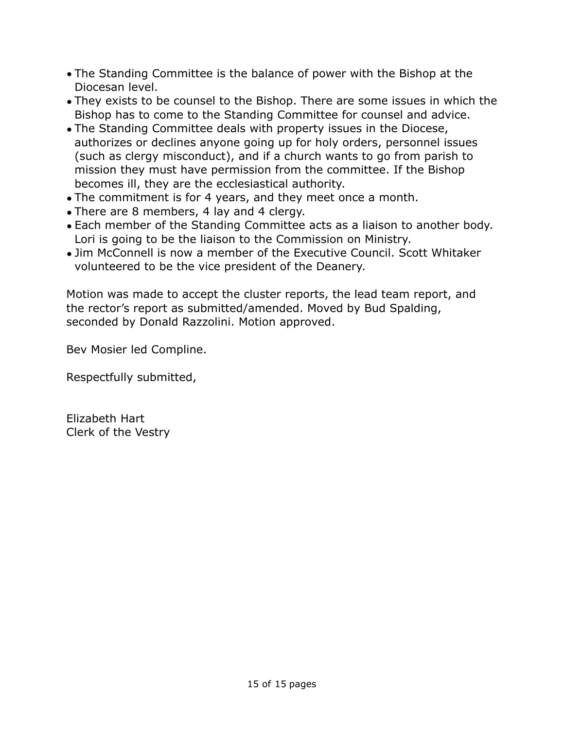- The Standing Committee is the balance of power with the Bishop at the Diocesan level.
- They exists to be counsel to the Bishop. There are some issues in which the Bishop has to come to the Standing Committee for counsel and advice.
- The Standing Committee deals with property issues in the Diocese, authorizes or declines anyone going up for holy orders, personnel issues (such as clergy misconduct), and if a church wants to go from parish to mission they must have permission from the committee. If the Bishop becomes ill, they are the ecclesiastical authority.
- The commitment is for 4 years, and they meet once a month.
- There are 8 members, 4 lay and 4 clergy.
- Each member of the Standing Committee acts as a liaison to another body. Lori is going to be the liaison to the Commission on Ministry.
- Jim McConnell is now a member of the Executive Council. Scott Whitaker volunteered to be the vice president of the Deanery.

Motion was made to accept the cluster reports, the lead team report, and the rector's report as submitted/amended. Moved by Bud Spalding, seconded by Donald Razzolini. Motion approved.

Bev Mosier led Compline.

Respectfully submitted,

Elizabeth Hart
Clerk of the Vestry